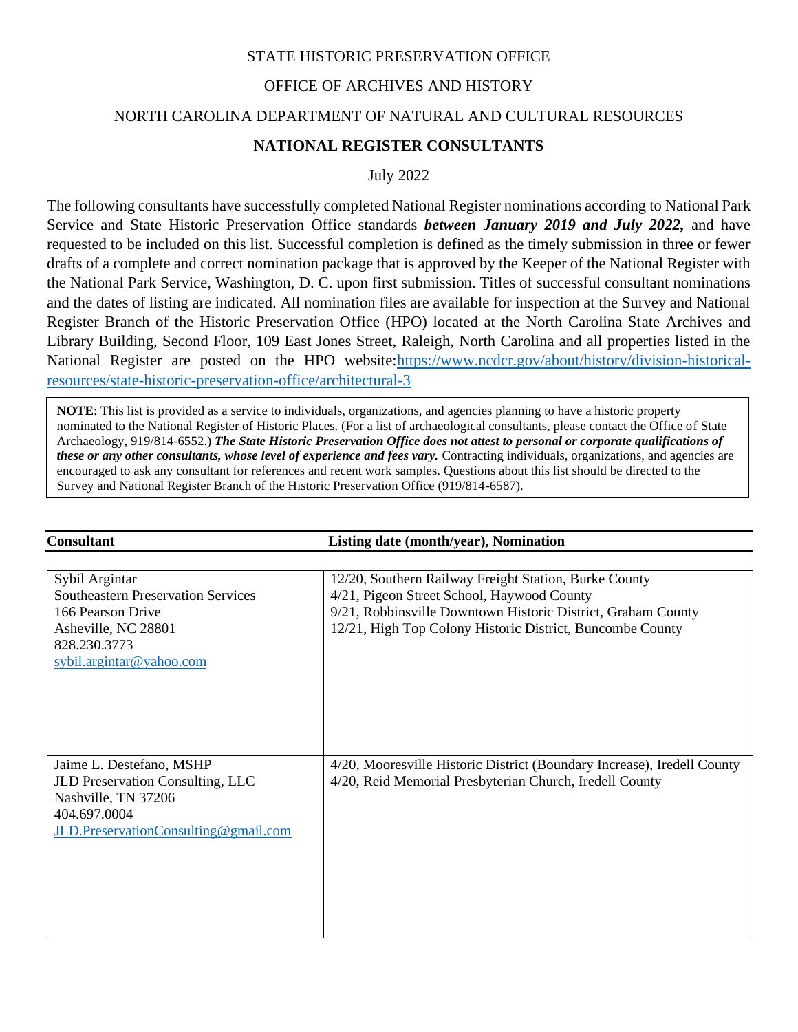STATE HISTORIC PRESERVATION OFFICE

OFFICE OF ARCHIVES AND HISTORY

NORTH CAROLINA DEPARTMENT OF NATURAL AND CULTURAL RESOURCES

**NATIONAL REGISTER CONSULTANTS**

July 2022

The following consultants have successfully completed National Register nominations according to National Park Service and State Historic Preservation Office standards ***between January 2019 and July 2022,*** and have requested to be included on this list. Successful completion is defined as the timely submission in three or fewer drafts of a complete and correct nomination package that is approved by the Keeper of the National Register with the National Park Service, Washington, D. C. upon first submission. Titles of successful consultant nominations and the dates of listing are indicated. All nomination files are available for inspection at the Survey and National Register Branch of the Historic Preservation Office (HPO) located at the North Carolina State Archives and Library Building, Second Floor, 109 East Jones Street, Raleigh, North Carolina and all properties listed in the National Register are posted on the HPO website:https://www.ncdcr.gov/about/history/division-historical-resources/state-historic-preservation-office/architectural-3

**NOTE**: This list is provided as a service to individuals, organizations, and agencies planning to have a historic property nominated to the National Register of Historic Places. (For a list of archaeological consultants, please contact the Office of State Archaeology, 919/814-6552.) ***The State Historic Preservation Office does not attest to personal or corporate qualifications of these or any other consultants, whose level of experience and fees vary.*** Contracting individuals, organizations, and agencies are encouraged to ask any consultant for references and recent work samples. Questions about this list should be directed to the Survey and National Register Branch of the Historic Preservation Office (919/814-6587).

| Consultant | Listing date (month/year), Nomination |
|---|---|
| Sybil Argintar<br>Southeastern Preservation Services<br>166 Pearson Drive<br>Asheville, NC 28801<br>828.230.3773<br>sybil.argintar@yahoo.com | 12/20, Southern Railway Freight Station, Burke County<br>4/21, Pigeon Street School, Haywood County<br>9/21, Robbinsville Downtown Historic District, Graham County<br>12/21, High Top Colony Historic District, Buncombe County |
| Jaime L. Destefano, MSHP<br>JLD Preservation Consulting, LLC<br>Nashville, TN 37206<br>404.697.0004<br>JLD.PreservationConsulting@gmail.com | 4/20, Mooresville Historic District (Boundary Increase), Iredell County<br>4/20, Reid Memorial Presbyterian Church, Iredell County |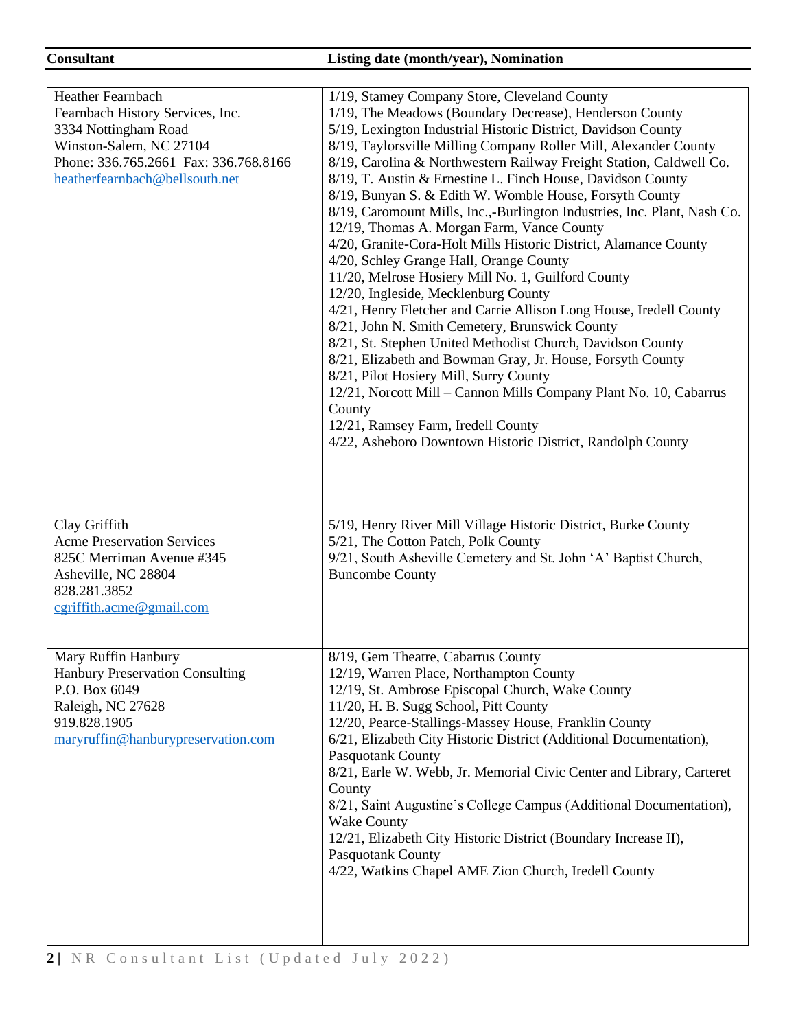| Consultant | Listing date (month/year), Nomination |
|---|---|
| Heather Fearnbach<br>Fearnbach History Services, Inc.<br>3334 Nottingham Road<br>Winston-Salem, NC 27104<br>Phone: 336.765.2661 Fax: 336.768.8166<br>heatherfearnbach@bellsouth.net | 1/19, Stamey Company Store, Cleveland County<br>1/19, The Meadows (Boundary Decrease), Henderson County<br>5/19, Lexington Industrial Historic District, Davidson County<br>8/19, Taylorsville Milling Company Roller Mill, Alexander County<br>8/19, Carolina & Northwestern Railway Freight Station, Caldwell Co.<br>8/19, T. Austin & Ernestine L. Finch House, Davidson County<br>8/19, Bunyan S. & Edith W. Womble House, Forsyth County<br>8/19, Caromount Mills, Inc.,-Burlington Industries, Inc. Plant, Nash Co.<br>12/19, Thomas A. Morgan Farm, Vance County<br>4/20, Granite-Cora-Holt Mills Historic District, Alamance County<br>4/20, Schley Grange Hall, Orange County<br>11/20, Melrose Hosiery Mill No. 1, Guilford County<br>12/20, Ingleside, Mecklenburg County<br>4/21, Henry Fletcher and Carrie Allison Long House, Iredell County<br>8/21, John N. Smith Cemetery, Brunswick County<br>8/21, St. Stephen United Methodist Church, Davidson County<br>8/21, Elizabeth and Bowman Gray, Jr. House, Forsyth County<br>8/21, Pilot Hosiery Mill, Surry County<br>12/21, Norcott Mill – Cannon Mills Company Plant No. 10, Cabarrus County<br>12/21, Ramsey Farm, Iredell County<br>4/22, Asheboro Downtown Historic District, Randolph County |
| Clay Griffith<br>Acme Preservation Services<br>825C Merriman Avenue #345<br>Asheville, NC 28804<br>828.281.3852<br>cgriffith.acme@gmail.com | 5/19, Henry River Mill Village Historic District, Burke County<br>5/21, The Cotton Patch, Polk County<br>9/21, South Asheville Cemetery and St. John 'A' Baptist Church, Buncombe County |
| Mary Ruffin Hanbury<br>Hanbury Preservation Consulting<br>P.O. Box 6049<br>Raleigh, NC 27628<br>919.828.1905<br>maryruffin@hanburypreservation.com | 8/19, Gem Theatre, Cabarrus County<br>12/19, Warren Place, Northampton County<br>12/19, St. Ambrose Episcopal Church, Wake County<br>11/20, H. B. Sugg School, Pitt County<br>12/20, Pearce-Stallings-Massey House, Franklin County<br>6/21, Elizabeth City Historic District (Additional Documentation), Pasquotank County<br>8/21, Earle W. Webb, Jr. Memorial Civic Center and Library, Carteret County<br>8/21, Saint Augustine's College Campus (Additional Documentation), Wake County<br>12/21, Elizabeth City Historic District (Boundary Increase II), Pasquotank County<br>4/22, Watkins Chapel AME Zion Church, Iredell County |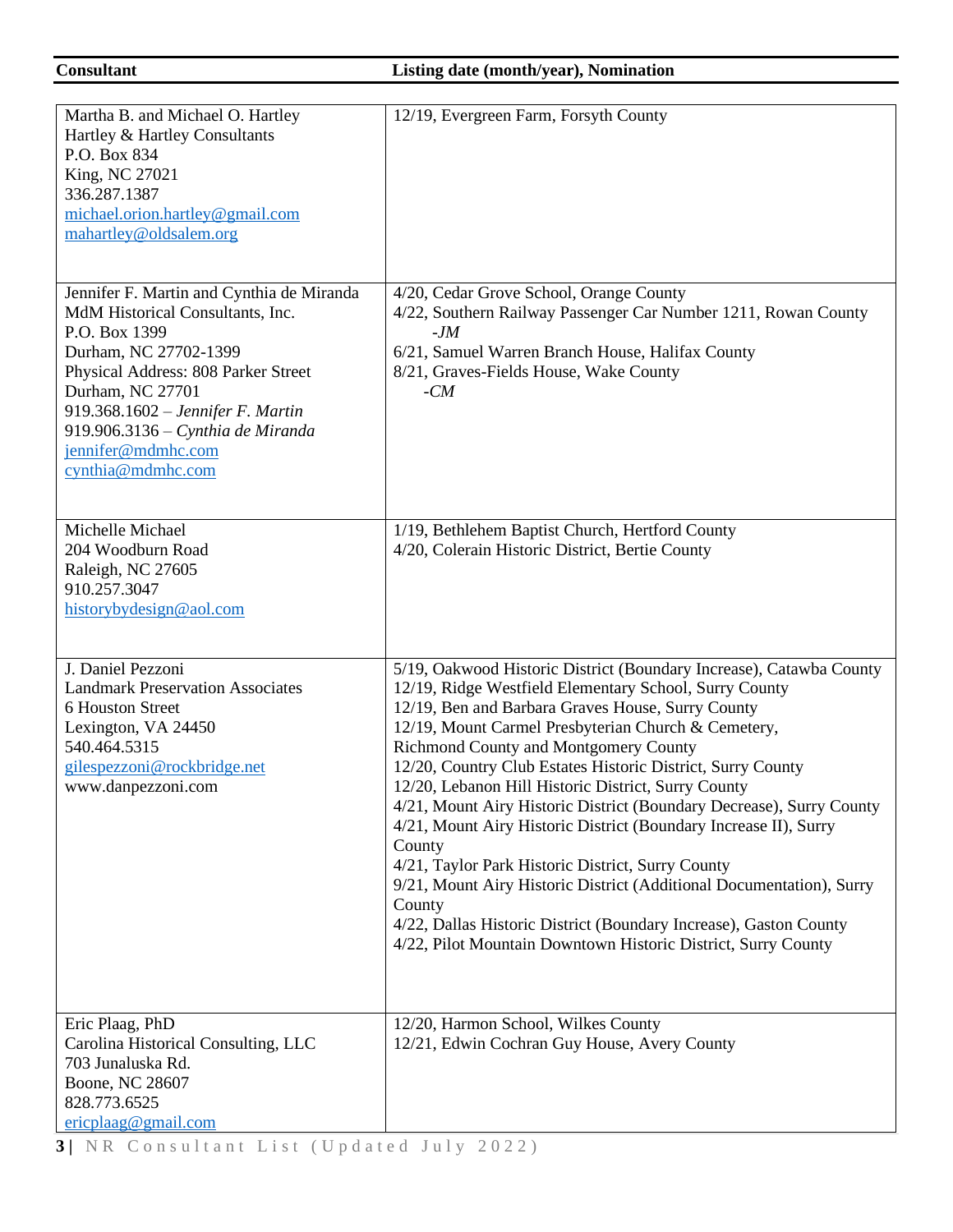| Consultant | Listing date (month/year), Nomination |
|---|---|
| Martha B. and Michael O. Hartley<br>Hartley & Hartley Consultants<br>P.O. Box 834<br>King, NC 27021<br>336.287.1387<br>michael.orion.hartley@gmail.com<br>mahartley@oldsalem.org | 12/19, Evergreen Farm, Forsyth County |
| Jennifer F. Martin and Cynthia de Miranda<br>MdM Historical Consultants, Inc.<br>P.O. Box 1399<br>Durham, NC 27702-1399<br>Physical Address: 808 Parker Street<br>Durham, NC 27701<br>919.368.1602 – *Jennifer F. Martin*<br>919.906.3136 – *Cynthia de Miranda*<br>jennifer@mdmhc.com<br>cynthia@mdmhc.com | 4/20, Cedar Grove School, Orange County<br>4/22, Southern Railway Passenger Car Number 1211, Rowan County *-JM*<br>6/21, Samuel Warren Branch House, Halifax County<br>8/21, Graves-Fields House, Wake County *-CM* |
| Michelle Michael<br>204 Woodburn Road<br>Raleigh, NC 27605<br>910.257.3047<br>historybydesign@aol.com | 1/19, Bethlehem Baptist Church, Hertford County<br>4/20, Colerain Historic District, Bertie County |
| J. Daniel Pezzoni<br>Landmark Preservation Associates<br>6 Houston Street<br>Lexington, VA 24450<br>540.464.5315<br>gilespezzoni@rockbridge.net<br>www.danpezzoni.com | 5/19, Oakwood Historic District (Boundary Increase), Catawba County<br>12/19, Ridge Westfield Elementary School, Surry County<br>12/19, Ben and Barbara Graves House, Surry County<br>12/19, Mount Carmel Presbyterian Church & Cemetery, Richmond County and Montgomery County<br>12/20, Country Club Estates Historic District, Surry County<br>12/20, Lebanon Hill Historic District, Surry County<br>4/21, Mount Airy Historic District (Boundary Decrease), Surry County<br>4/21, Mount Airy Historic District (Boundary Increase II), Surry County<br>4/21, Taylor Park Historic District, Surry County<br>9/21, Mount Airy Historic District (Additional Documentation), Surry County<br>4/22, Dallas Historic District (Boundary Increase), Gaston County<br>4/22, Pilot Mountain Downtown Historic District, Surry County |
| Eric Plaag, PhD<br>Carolina Historical Consulting, LLC<br>703 Junaluska Rd.<br>Boone, NC 28607<br>828.773.6525<br>ericplaag@gmail.com | 12/20, Harmon School, Wilkes County<br>12/21, Edwin Cochran Guy House, Avery County |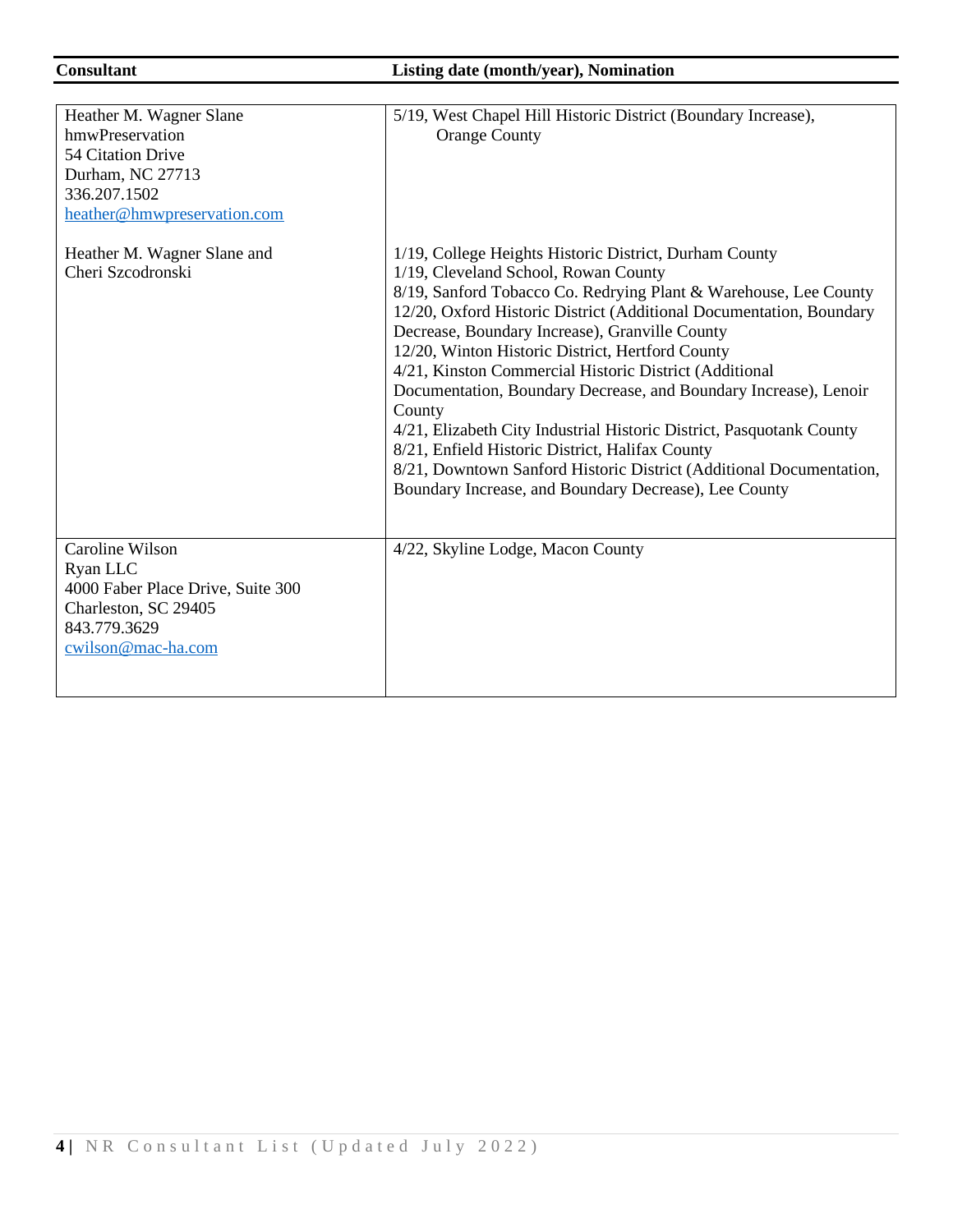| Consultant | Listing date (month/year), Nomination |
|---|---|
| Heather M. Wagner Slane<br>hmwPreservation<br>54 Citation Drive<br>Durham, NC 27713<br>336.207.1502<br>heather@hmwpreservation.com | 5/19, West Chapel Hill Historic District (Boundary Increase), Orange County |
| Heather M. Wagner Slane and Cheri Szcodronski | 1/19, College Heights Historic District, Durham County<br>1/19, Cleveland School, Rowan County<br>8/19, Sanford Tobacco Co. Redrying Plant & Warehouse, Lee County<br>12/20, Oxford Historic District (Additional Documentation, Boundary Decrease, Boundary Increase), Granville County<br>12/20, Winton Historic District, Hertford County<br>4/21, Kinston Commercial Historic District (Additional Documentation, Boundary Decrease, and Boundary Increase), Lenoir County<br>4/21, Elizabeth City Industrial Historic District, Pasquotank County<br>8/21, Enfield Historic District, Halifax County<br>8/21, Downtown Sanford Historic District (Additional Documentation, Boundary Increase, and Boundary Decrease), Lee County |
| Caroline Wilson<br>Ryan LLC<br>4000 Faber Place Drive, Suite 300<br>Charleston, SC 29405<br>843.779.3629<br>cwilson@mac-ha.com | 4/22, Skyline Lodge, Macon County |